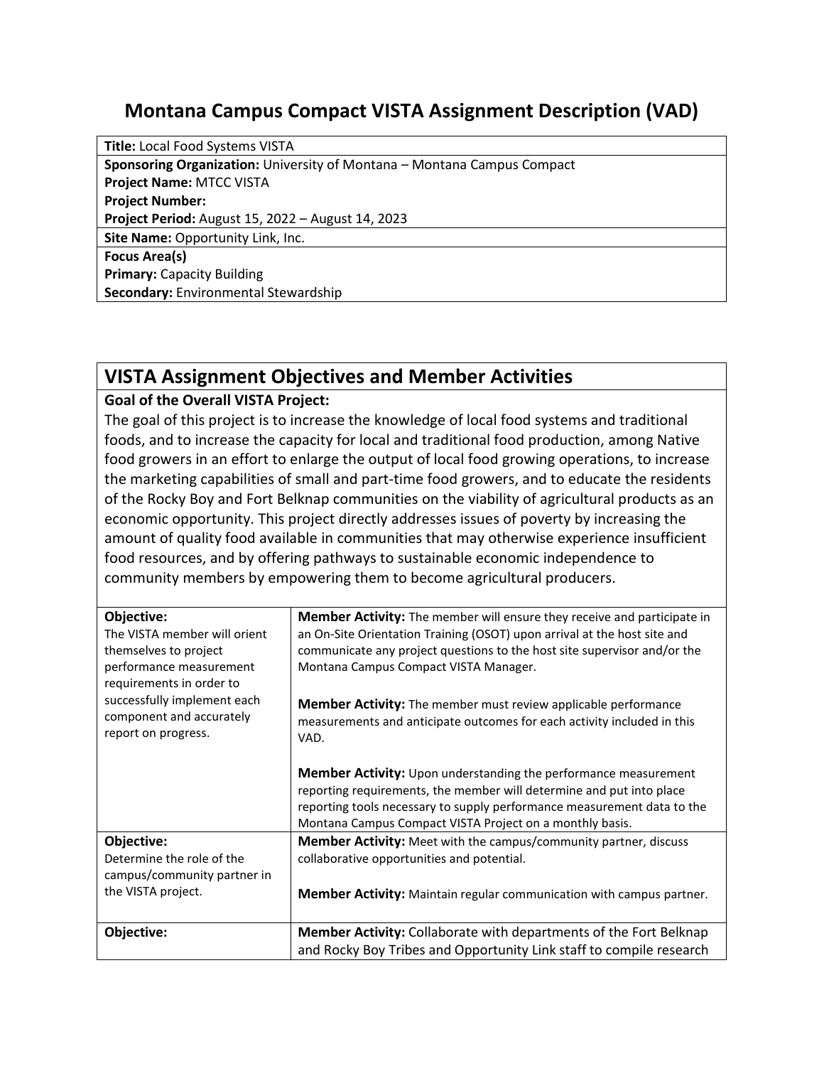# Montana Campus Compact VISTA Assignment Description (VAD)

**Title:** Local Food Systems VISTA
**Sponsoring Organization:** University of Montana – Montana Campus Compact
**Project Name:** MTCC VISTA
**Project Number:**
**Project Period:** August 15, 2022 – August 14, 2023
**Site Name:** Opportunity Link, Inc.
**Focus Area(s)**
**Primary:** Capacity Building
**Secondary:** Environmental Stewardship

## VISTA Assignment Objectives and Member Activities

**Goal of the Overall VISTA Project:**

The goal of this project is to increase the knowledge of local food systems and traditional foods, and to increase the capacity for local and traditional food production, among Native food growers in an effort to enlarge the output of local food growing operations, to increase the marketing capabilities of small and part-time food growers, and to educate the residents of the Rocky Boy and Fort Belknap communities on the viability of agricultural products as an economic opportunity. This project directly addresses issues of poverty by increasing the amount of quality food available in communities that may otherwise experience insufficient food resources, and by offering pathways to sustainable economic independence to community members by empowering them to become agricultural producers.

| Objective | Member Activities |
|---|---|
| **Objective:** The VISTA member will orient themselves to project performance measurement requirements in order to successfully implement each component and accurately report on progress. | **Member Activity:** The member will ensure they receive and participate in an On-Site Orientation Training (OSOT) upon arrival at the host site and communicate any project questions to the host site supervisor and/or the Montana Campus Compact VISTA Manager.<br><br>**Member Activity:** The member must review applicable performance measurements and anticipate outcomes for each activity included in this VAD.<br><br>**Member Activity:** Upon understanding the performance measurement reporting requirements, the member will determine and put into place reporting tools necessary to supply performance measurement data to the Montana Campus Compact VISTA Project on a monthly basis. |
| **Objective:** Determine the role of the campus/community partner in the VISTA project. | **Member Activity:** Meet with the campus/community partner, discuss collaborative opportunities and potential.<br><br>**Member Activity:** Maintain regular communication with campus partner. |
| **Objective:** | **Member Activity:** Collaborate with departments of the Fort Belknap and Rocky Boy Tribes and Opportunity Link staff to compile research |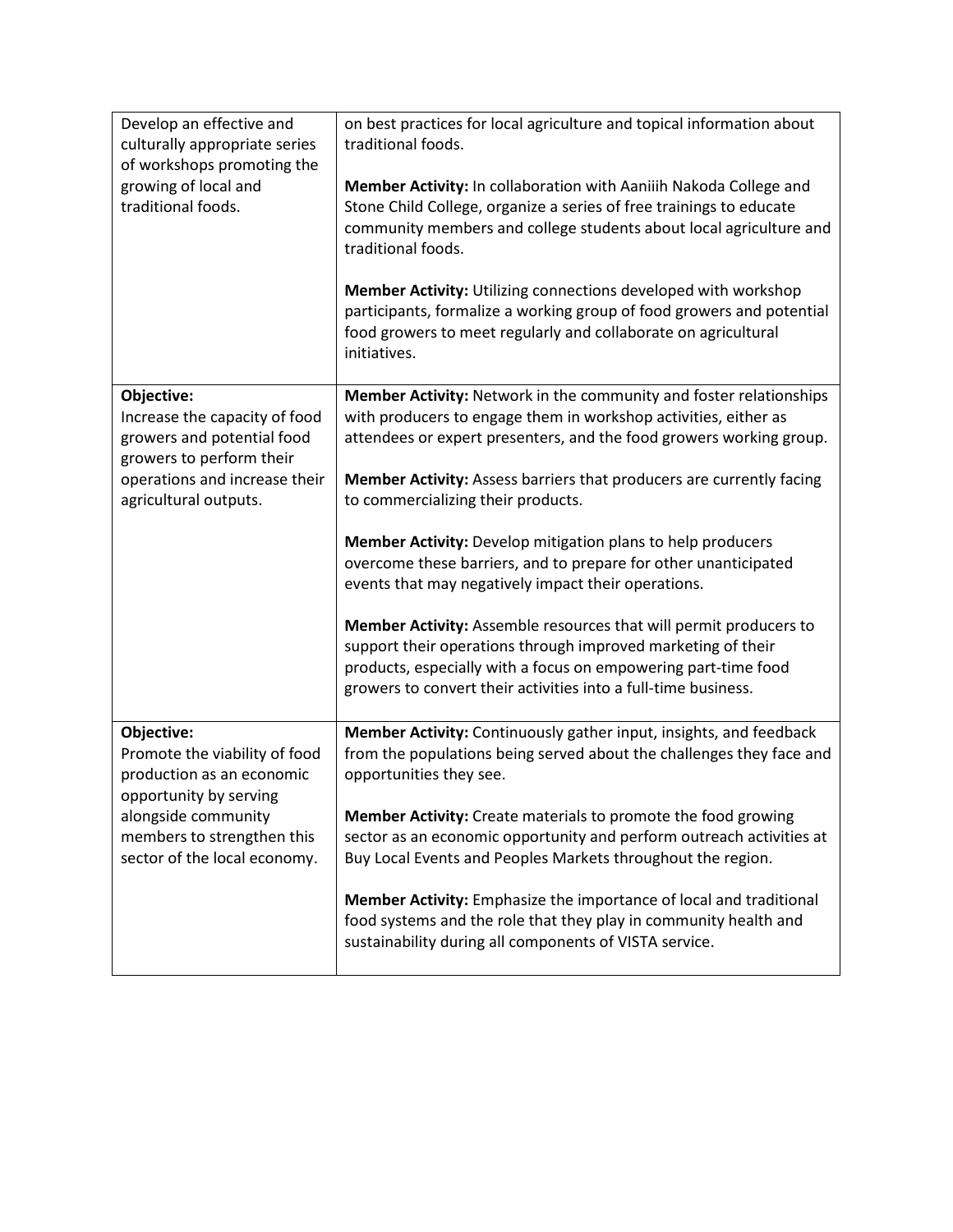| | |
|---|---|
| Develop an effective and culturally appropriate series of workshops promoting the growing of local and traditional foods. | on best practices for local agriculture and topical information about traditional foods.<br><br>**Member Activity:** In collaboration with Aaniiih Nakoda College and Stone Child College, organize a series of free trainings to educate community members and college students about local agriculture and traditional foods.<br><br>**Member Activity:** Utilizing connections developed with workshop participants, formalize a working group of food growers and potential food growers to meet regularly and collaborate on agricultural initiatives. |
| **Objective:**<br>Increase the capacity of food growers and potential food growers to perform their operations and increase their agricultural outputs. | **Member Activity:** Network in the community and foster relationships with producers to engage them in workshop activities, either as attendees or expert presenters, and the food growers working group.<br><br>**Member Activity:** Assess barriers that producers are currently facing to commercializing their products.<br><br>**Member Activity:** Develop mitigation plans to help producers overcome these barriers, and to prepare for other unanticipated events that may negatively impact their operations.<br><br>**Member Activity:** Assemble resources that will permit producers to support their operations through improved marketing of their products, especially with a focus on empowering part-time food growers to convert their activities into a full-time business. |
| **Objective:**<br>Promote the viability of food production as an economic opportunity by serving alongside community members to strengthen this sector of the local economy. | **Member Activity:** Continuously gather input, insights, and feedback from the populations being served about the challenges they face and opportunities they see.<br><br>**Member Activity:** Create materials to promote the food growing sector as an economic opportunity and perform outreach activities at Buy Local Events and Peoples Markets throughout the region.<br><br>**Member Activity:** Emphasize the importance of local and traditional food systems and the role that they play in community health and sustainability during all components of VISTA service. |